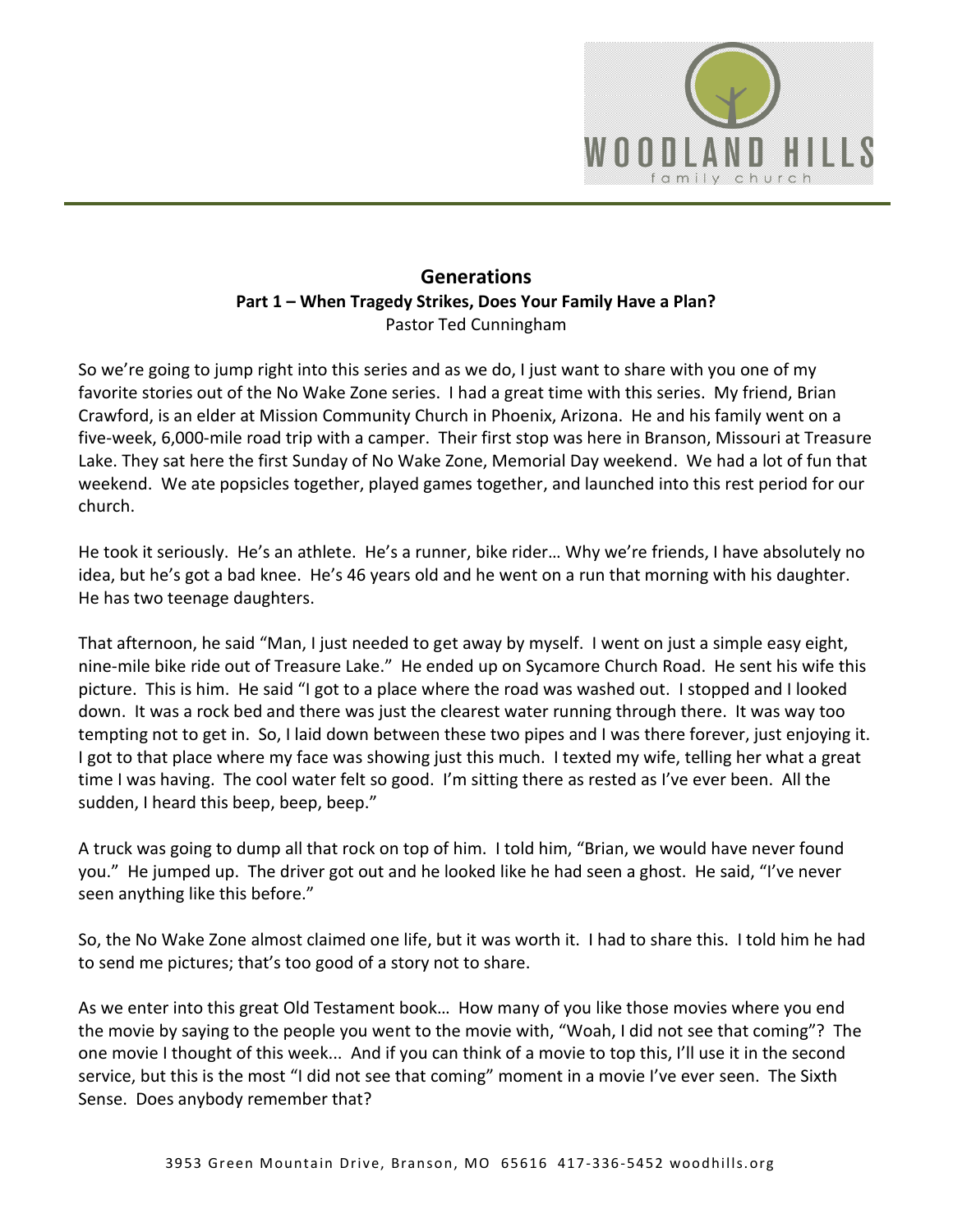# Generations

## Part 1 – When Tragedy Strikes, Does Your Family Have a Plan?

Pastor Ted Cunningham

So we're going to jump right into this series and as we do, I just want to share with you one of my favorite stories out of the No Wake Zone series. I had a great time with this series. My friend, Brian Crawford, is an elder at Mission Community Church in Phoenix, Arizona. He and his family went on a five-week, 6,000-mile road trip with a camper. Their first stop was here in Branson, Missouri at Treasure Lake. They sat here the first Sunday of No Wake Zone, Memorial Day weekend. We had a lot of fun that weekend. We ate popsicles together, played games together, and launched into this rest period for our church.

He took it seriously. He's an athlete. He's a runner, bike rider… Why we're friends, I have absolutely no idea, but he's got a bad knee. He's 46 years old and he went on a run that morning with his daughter. He has two teenage daughters.

That afternoon, he said "Man, I just needed to get away by myself. I went on just a simple easy eight, nine-mile bike ride out of Treasure Lake." He ended up on Sycamore Church Road. He sent his wife this picture. This is him. He said "I got to a place where the road was washed out. I stopped and I looked down. It was a rock bed and there was just the clearest water running through there. It was way too tempting not to get in. So, I laid down between these two pipes and I was there forever, just enjoying it. I got to that place where my face was showing just this much. I texted my wife, telling her what a great time I was having. The cool water felt so good. I'm sitting there as rested as I've ever been. All the sudden, I heard this beep, beep, beep."

A truck was going to dump all that rock on top of him. I told him, "Brian, we would have never found you." He jumped up. The driver got out and he looked like he had seen a ghost. He said, "I've never seen anything like this before."

So, the No Wake Zone almost claimed one life, but it was worth it. I had to share this. I told him he had to send me pictures; that's too good of a story not to share.

As we enter into this great Old Testament book… How many of you like those movies where you end the movie by saying to the people you went to the movie with, "Woah, I did not see that coming"? The one movie I thought of this week... And if you can think of a movie to top this, I'll use it in the second service, but this is the most "I did not see that coming" moment in a movie I've ever seen. The Sixth Sense. Does anybody remember that?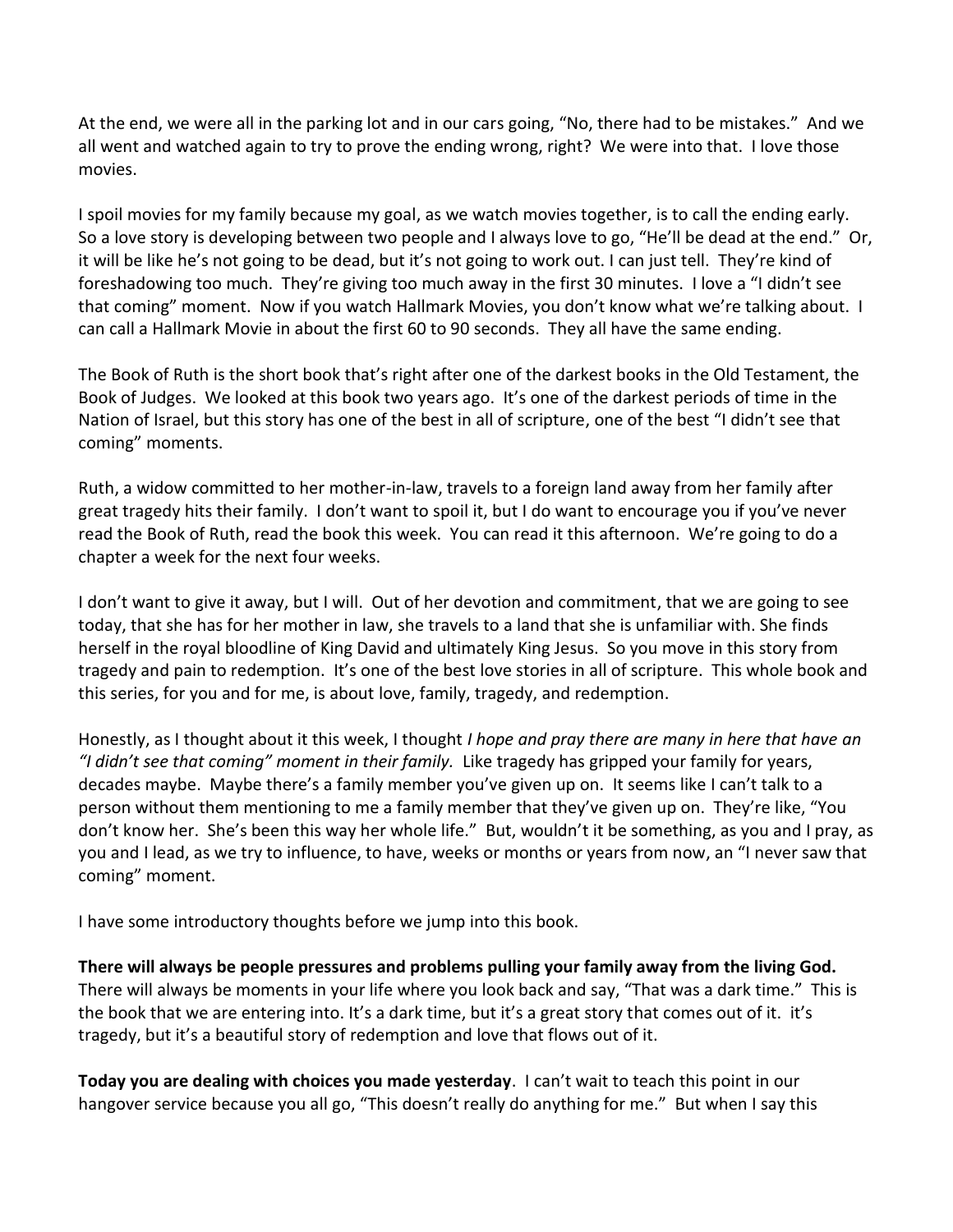At the end, we were all in the parking lot and in our cars going, "No, there had to be mistakes." And we all went and watched again to try to prove the ending wrong, right? We were into that. I love those movies.

I spoil movies for my family because my goal, as we watch movies together, is to call the ending early. So a love story is developing between two people and I always love to go, "He'll be dead at the end." Or, it will be like he's not going to be dead, but it's not going to work out. I can just tell. They're kind of foreshadowing too much. They're giving too much away in the first 30 minutes. I love a "I didn't see that coming" moment. Now if you watch Hallmark Movies, you don't know what we're talking about. I can call a Hallmark Movie in about the first 60 to 90 seconds. They all have the same ending.

The Book of Ruth is the short book that's right after one of the darkest books in the Old Testament, the Book of Judges. We looked at this book two years ago. It's one of the darkest periods of time in the Nation of Israel, but this story has one of the best in all of scripture, one of the best "I didn't see that coming" moments.

Ruth, a widow committed to her mother-in-law, travels to a foreign land away from her family after great tragedy hits their family. I don't want to spoil it, but I do want to encourage you if you've never read the Book of Ruth, read the book this week. You can read it this afternoon. We're going to do a chapter a week for the next four weeks.

I don't want to give it away, but I will. Out of her devotion and commitment, that we are going to see today, that she has for her mother in law, she travels to a land that she is unfamiliar with. She finds herself in the royal bloodline of King David and ultimately King Jesus. So you move in this story from tragedy and pain to redemption. It's one of the best love stories in all of scripture. This whole book and this series, for you and for me, is about love, family, tragedy, and redemption.

Honestly, as I thought about it this week, I thought *I hope and pray there are many in here that have an "I didn't see that coming" moment in their family.* Like tragedy has gripped your family for years, decades maybe. Maybe there's a family member you've given up on. It seems like I can't talk to a person without them mentioning to me a family member that they've given up on. They're like, "You don't know her. She's been this way her whole life." But, wouldn't it be something, as you and I pray, as you and I lead, as we try to influence, to have, weeks or months or years from now, an "I never saw that coming" moment.

I have some introductory thoughts before we jump into this book.

**There will always be people pressures and problems pulling your family away from the living God.** There will always be moments in your life where you look back and say, "That was a dark time." This is the book that we are entering into. It's a dark time, but it's a great story that comes out of it. it's tragedy, but it's a beautiful story of redemption and love that flows out of it.

**Today you are dealing with choices you made yesterday**. I can't wait to teach this point in our hangover service because you all go, "This doesn't really do anything for me." But when I say this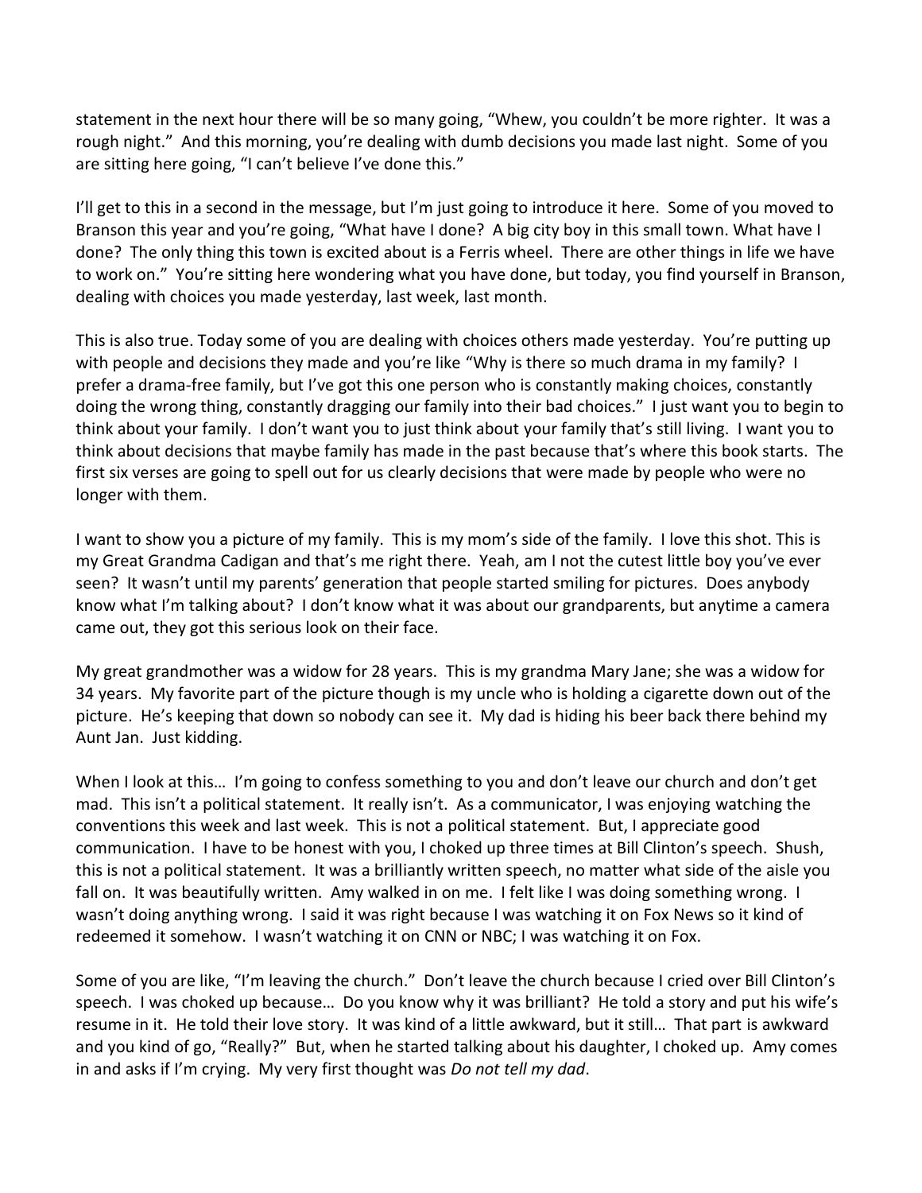statement in the next hour there will be so many going, "Whew, you couldn't be more righter. It was a rough night." And this morning, you're dealing with dumb decisions you made last night. Some of you are sitting here going, "I can't believe I've done this."

I'll get to this in a second in the message, but I'm just going to introduce it here. Some of you moved to Branson this year and you're going, "What have I done? A big city boy in this small town. What have I done? The only thing this town is excited about is a Ferris wheel. There are other things in life we have to work on." You're sitting here wondering what you have done, but today, you find yourself in Branson, dealing with choices you made yesterday, last week, last month.

This is also true. Today some of you are dealing with choices others made yesterday. You're putting up with people and decisions they made and you're like "Why is there so much drama in my family? I prefer a drama-free family, but I've got this one person who is constantly making choices, constantly doing the wrong thing, constantly dragging our family into their bad choices." I just want you to begin to think about your family. I don't want you to just think about your family that's still living. I want you to think about decisions that maybe family has made in the past because that's where this book starts. The first six verses are going to spell out for us clearly decisions that were made by people who were no longer with them.

I want to show you a picture of my family. This is my mom's side of the family. I love this shot. This is my Great Grandma Cadigan and that's me right there. Yeah, am I not the cutest little boy you've ever seen? It wasn't until my parents' generation that people started smiling for pictures. Does anybody know what I'm talking about? I don't know what it was about our grandparents, but anytime a camera came out, they got this serious look on their face.

My great grandmother was a widow for 28 years. This is my grandma Mary Jane; she was a widow for 34 years. My favorite part of the picture though is my uncle who is holding a cigarette down out of the picture. He's keeping that down so nobody can see it. My dad is hiding his beer back there behind my Aunt Jan. Just kidding.

When I look at this… I'm going to confess something to you and don't leave our church and don't get mad. This isn't a political statement. It really isn't. As a communicator, I was enjoying watching the conventions this week and last week. This is not a political statement. But, I appreciate good communication. I have to be honest with you, I choked up three times at Bill Clinton's speech. Shush, this is not a political statement. It was a brilliantly written speech, no matter what side of the aisle you fall on. It was beautifully written. Amy walked in on me. I felt like I was doing something wrong. I wasn't doing anything wrong. I said it was right because I was watching it on Fox News so it kind of redeemed it somehow. I wasn't watching it on CNN or NBC; I was watching it on Fox.

Some of you are like, "I'm leaving the church." Don't leave the church because I cried over Bill Clinton's speech. I was choked up because… Do you know why it was brilliant? He told a story and put his wife's resume in it. He told their love story. It was kind of a little awkward, but it still… That part is awkward and you kind of go, "Really?" But, when he started talking about his daughter, I choked up. Amy comes in and asks if I'm crying. My very first thought was *Do not tell my dad*.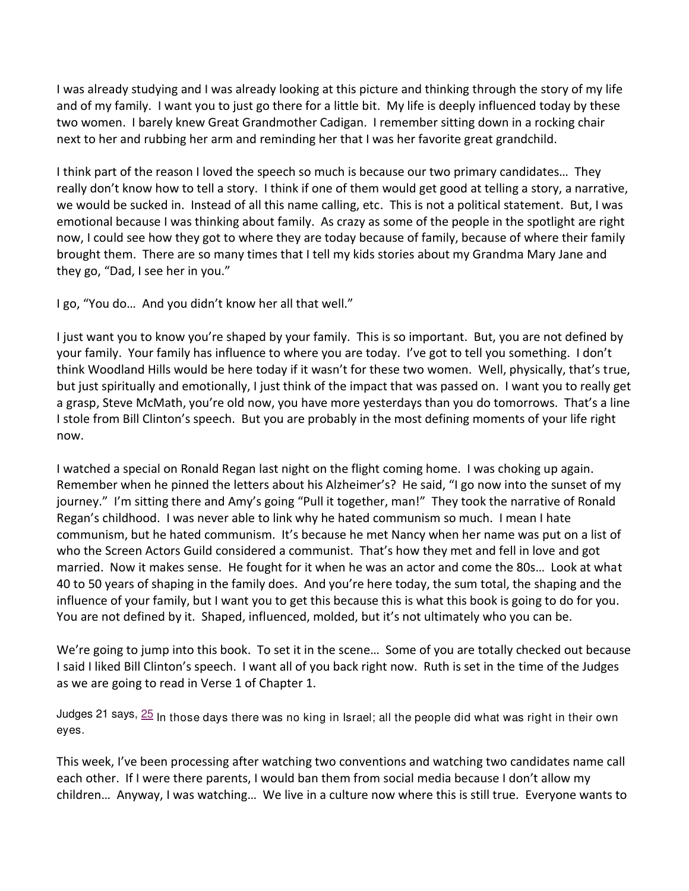I was already studying and I was already looking at this picture and thinking through the story of my life and of my family. I want you to just go there for a little bit. My life is deeply influenced today by these two women. I barely knew Great Grandmother Cadigan. I remember sitting down in a rocking chair next to her and rubbing her arm and reminding her that I was her favorite great grandchild.

I think part of the reason I loved the speech so much is because our two primary candidates… They really don't know how to tell a story. I think if one of them would get good at telling a story, a narrative, we would be sucked in. Instead of all this name calling, etc. This is not a political statement. But, I was emotional because I was thinking about family. As crazy as some of the people in the spotlight are right now, I could see how they got to where they are today because of family, because of where their family brought them. There are so many times that I tell my kids stories about my Grandma Mary Jane and they go, "Dad, I see her in you."

I go, "You do… And you didn't know her all that well."

I just want you to know you're shaped by your family. This is so important. But, you are not defined by your family. Your family has influence to where you are today. I've got to tell you something. I don't think Woodland Hills would be here today if it wasn't for these two women. Well, physically, that's true, but just spiritually and emotionally, I just think of the impact that was passed on. I want you to really get a grasp, Steve McMath, you're old now, you have more yesterdays than you do tomorrows. That's a line I stole from Bill Clinton's speech. But you are probably in the most defining moments of your life right now.

I watched a special on Ronald Regan last night on the flight coming home. I was choking up again. Remember when he pinned the letters about his Alzheimer's? He said, "I go now into the sunset of my journey." I'm sitting there and Amy's going "Pull it together, man!" They took the narrative of Ronald Regan's childhood. I was never able to link why he hated communism so much. I mean I hate communism, but he hated communism. It's because he met Nancy when her name was put on a list of who the Screen Actors Guild considered a communist. That's how they met and fell in love and got married. Now it makes sense. He fought for it when he was an actor and come the 80s… Look at what 40 to 50 years of shaping in the family does. And you're here today, the sum total, the shaping and the influence of your family, but I want you to get this because this is what this book is going to do for you. You are not defined by it. Shaped, influenced, molded, but it's not ultimately who you can be.

We're going to jump into this book. To set it in the scene… Some of you are totally checked out because I said I liked Bill Clinton's speech. I want all of you back right now. Ruth is set in the time of the Judges as we are going to read in Verse 1 of Chapter 1.

Judges 21 says, 25 In those days there was no king in Israel; all the people did what was right in their own eyes.

This week, I've been processing after watching two conventions and watching two candidates name call each other. If I were there parents, I would ban them from social media because I don't allow my children… Anyway, I was watching… We live in a culture now where this is still true. Everyone wants to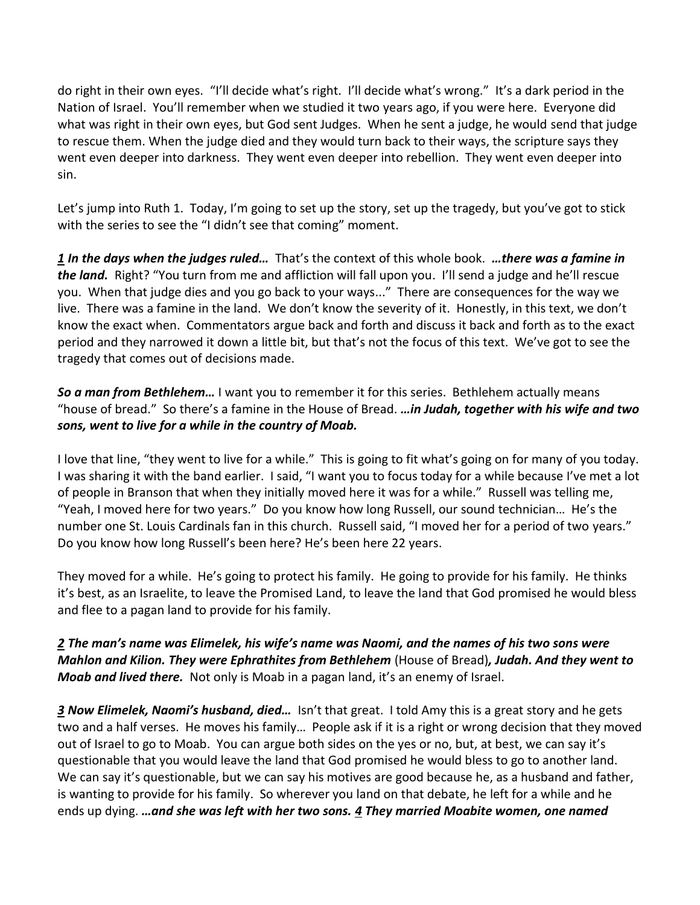do right in their own eyes. "I'll decide what's right. I'll decide what's wrong." It's a dark period in the Nation of Israel. You'll remember when we studied it two years ago, if you were here. Everyone did what was right in their own eyes, but God sent Judges. When he sent a judge, he would send that judge to rescue them. When the judge died and they would turn back to their ways, the scripture says they went even deeper into darkness. They went even deeper into rebellion. They went even deeper into sin.

Let's jump into Ruth 1. Today, I'm going to set up the story, set up the tragedy, but you've got to stick with the series to see the "I didn't see that coming" moment.

***1 In the days when the judges ruled…*** That's the context of this whole book. ***…there was a famine in the land.*** Right? "You turn from me and affliction will fall upon you. I'll send a judge and he'll rescue you. When that judge dies and you go back to your ways..." There are consequences for the way we live. There was a famine in the land. We don't know the severity of it. Honestly, in this text, we don't know the exact when. Commentators argue back and forth and discuss it back and forth as to the exact period and they narrowed it down a little bit, but that's not the focus of this text. We've got to see the tragedy that comes out of decisions made.

***So a man from Bethlehem…*** I want you to remember it for this series. Bethlehem actually means "house of bread." So there's a famine in the House of Bread. ***…in Judah, together with his wife and two sons, went to live for a while in the country of Moab.***

I love that line, "they went to live for a while." This is going to fit what's going on for many of you today. I was sharing it with the band earlier. I said, "I want you to focus today for a while because I've met a lot of people in Branson that when they initially moved here it was for a while." Russell was telling me, "Yeah, I moved here for two years." Do you know how long Russell, our sound technician… He's the number one St. Louis Cardinals fan in this church. Russell said, "I moved her for a period of two years." Do you know how long Russell's been here? He's been here 22 years.

They moved for a while. He's going to protect his family. He going to provide for his family. He thinks it's best, as an Israelite, to leave the Promised Land, to leave the land that God promised he would bless and flee to a pagan land to provide for his family.

***2 The man's name was Elimelek, his wife's name was Naomi, and the names of his two sons were Mahlon and Kilion. They were Ephrathites from Bethlehem*** (House of Bread)***, Judah. And they went to Moab and lived there.*** Not only is Moab in a pagan land, it's an enemy of Israel.

***3 Now Elimelek, Naomi's husband, died…*** Isn't that great. I told Amy this is a great story and he gets two and a half verses. He moves his family… People ask if it is a right or wrong decision that they moved out of Israel to go to Moab. You can argue both sides on the yes or no, but, at best, we can say it's questionable that you would leave the land that God promised he would bless to go to another land. We can say it's questionable, but we can say his motives are good because he, as a husband and father, is wanting to provide for his family. So wherever you land on that debate, he left for a while and he ends up dying. ***…and she was left with her two sons. 4 They married Moabite women, one named***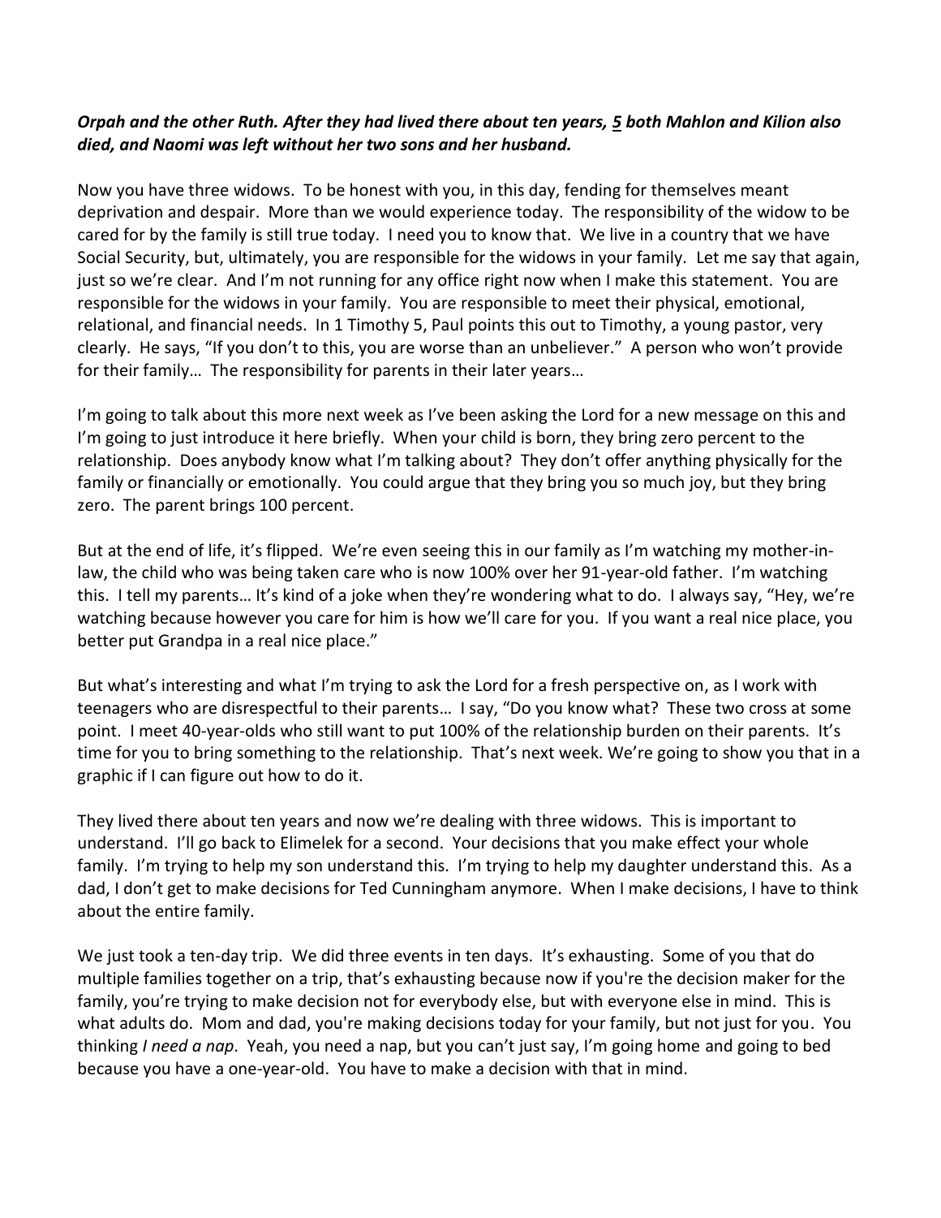***Orpah and the other Ruth. After they had lived there about ten years, 5 both Mahlon and Kilion also died, and Naomi was left without her two sons and her husband.***

Now you have three widows. To be honest with you, in this day, fending for themselves meant deprivation and despair. More than we would experience today. The responsibility of the widow to be cared for by the family is still true today. I need you to know that. We live in a country that we have Social Security, but, ultimately, you are responsible for the widows in your family. Let me say that again, just so we're clear. And I'm not running for any office right now when I make this statement. You are responsible for the widows in your family. You are responsible to meet their physical, emotional, relational, and financial needs. In 1 Timothy 5, Paul points this out to Timothy, a young pastor, very clearly. He says, "If you don't to this, you are worse than an unbeliever." A person who won't provide for their family… The responsibility for parents in their later years…

I'm going to talk about this more next week as I've been asking the Lord for a new message on this and I'm going to just introduce it here briefly. When your child is born, they bring zero percent to the relationship. Does anybody know what I'm talking about? They don't offer anything physically for the family or financially or emotionally. You could argue that they bring you so much joy, but they bring zero. The parent brings 100 percent.

But at the end of life, it's flipped. We're even seeing this in our family as I'm watching my mother-in-law, the child who was being taken care who is now 100% over her 91-year-old father. I'm watching this. I tell my parents… It's kind of a joke when they're wondering what to do. I always say, "Hey, we're watching because however you care for him is how we'll care for you. If you want a real nice place, you better put Grandpa in a real nice place."

But what's interesting and what I'm trying to ask the Lord for a fresh perspective on, as I work with teenagers who are disrespectful to their parents… I say, "Do you know what? These two cross at some point. I meet 40-year-olds who still want to put 100% of the relationship burden on their parents. It's time for you to bring something to the relationship. That's next week. We're going to show you that in a graphic if I can figure out how to do it.

They lived there about ten years and now we're dealing with three widows. This is important to understand. I'll go back to Elimelek for a second. Your decisions that you make effect your whole family. I'm trying to help my son understand this. I'm trying to help my daughter understand this. As a dad, I don't get to make decisions for Ted Cunningham anymore. When I make decisions, I have to think about the entire family.

We just took a ten-day trip. We did three events in ten days. It's exhausting. Some of you that do multiple families together on a trip, that's exhausting because now if you're the decision maker for the family, you're trying to make decision not for everybody else, but with everyone else in mind. This is what adults do. Mom and dad, you're making decisions today for your family, but not just for you. You thinking *I need a nap*. Yeah, you need a nap, but you can't just say, I'm going home and going to bed because you have a one-year-old. You have to make a decision with that in mind.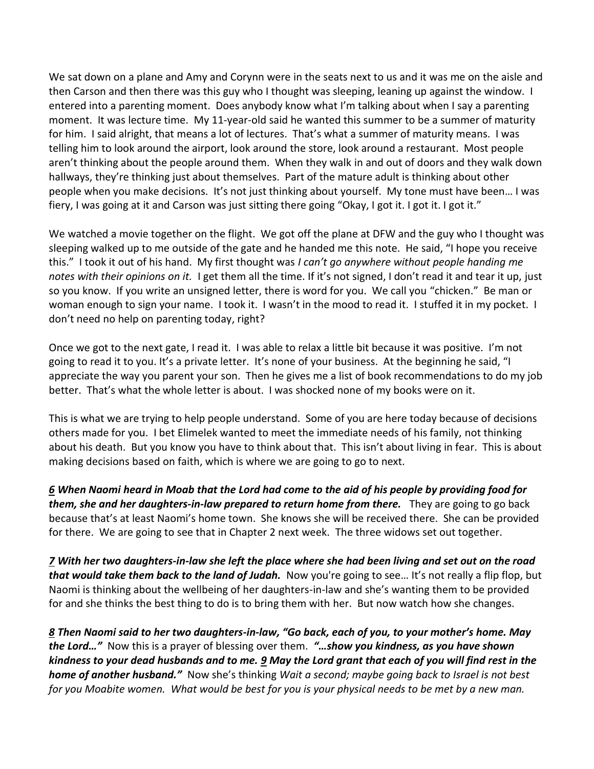We sat down on a plane and Amy and Corynn were in the seats next to us and it was me on the aisle and then Carson and then there was this guy who I thought was sleeping, leaning up against the window. I entered into a parenting moment. Does anybody know what I'm talking about when I say a parenting moment. It was lecture time. My 11-year-old said he wanted this summer to be a summer of maturity for him. I said alright, that means a lot of lectures. That's what a summer of maturity means. I was telling him to look around the airport, look around the store, look around a restaurant. Most people aren't thinking about the people around them. When they walk in and out of doors and they walk down hallways, they're thinking just about themselves. Part of the mature adult is thinking about other people when you make decisions. It's not just thinking about yourself. My tone must have been… I was fiery, I was going at it and Carson was just sitting there going "Okay, I got it. I got it. I got it."

We watched a movie together on the flight. We got off the plane at DFW and the guy who I thought was sleeping walked up to me outside of the gate and he handed me this note. He said, "I hope you receive this." I took it out of his hand. My first thought was *I can't go anywhere without people handing me notes with their opinions on it.* I get them all the time. If it's not signed, I don't read it and tear it up, just so you know. If you write an unsigned letter, there is word for you. We call you "chicken." Be man or woman enough to sign your name. I took it. I wasn't in the mood to read it. I stuffed it in my pocket. I don't need no help on parenting today, right?

Once we got to the next gate, I read it. I was able to relax a little bit because it was positive. I'm not going to read it to you. It's a private letter. It's none of your business. At the beginning he said, "I appreciate the way you parent your son. Then he gives me a list of book recommendations to do my job better. That's what the whole letter is about. I was shocked none of my books were on it.

This is what we are trying to help people understand. Some of you are here today because of decisions others made for you. I bet Elimelek wanted to meet the immediate needs of his family, not thinking about his death. But you know you have to think about that. This isn't about living in fear. This is about making decisions based on faith, which is where we are going to go to next.

***<u>6</u> When Naomi heard in Moab that the Lord had come to the aid of his people by providing food for them, she and her daughters-in-law prepared to return home from there.*** They are going to go back because that's at least Naomi's home town. She knows she will be received there. She can be provided for there. We are going to see that in Chapter 2 next week. The three widows set out together.

***<u>7</u> With her two daughters-in-law she left the place where she had been living and set out on the road that would take them back to the land of Judah.*** Now you're going to see… It's not really a flip flop, but Naomi is thinking about the wellbeing of her daughters-in-law and she's wanting them to be provided for and she thinks the best thing to do is to bring them with her. But now watch how she changes.

***<u>8</u> Then Naomi said to her two daughters-in-law, "Go back, each of you, to your mother's home. May the Lord…"*** Now this is a prayer of blessing over them. ***"…show you kindness, as you have shown kindness to your dead husbands and to me. <u>9</u> May the Lord grant that each of you will find rest in the home of another husband."*** Now she's thinking *Wait a second; maybe going back to Israel is not best for you Moabite women. What would be best for you is your physical needs to be met by a new man.*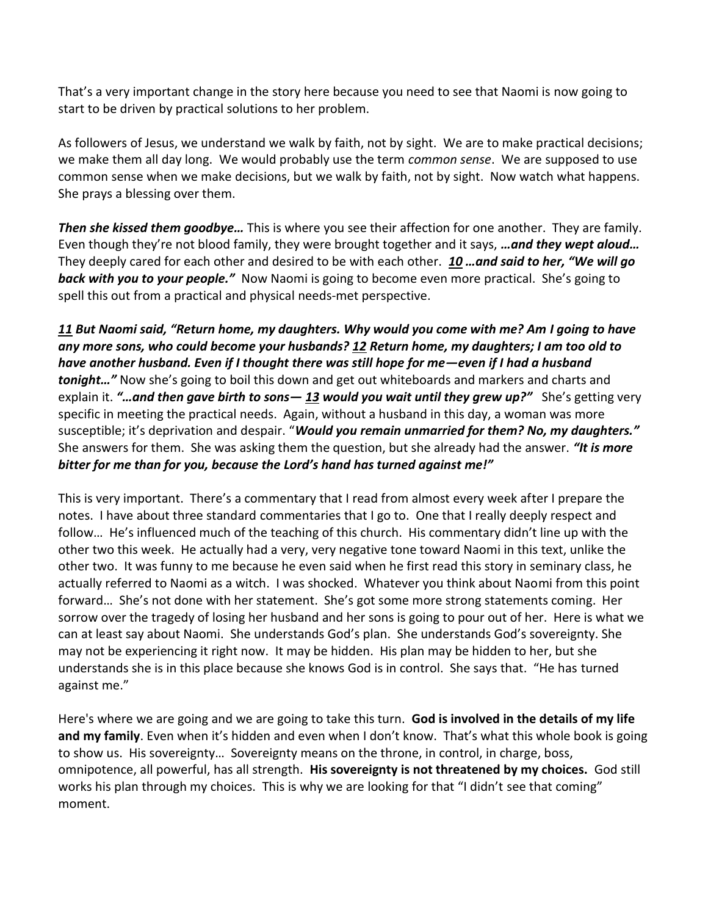That's a very important change in the story here because you need to see that Naomi is now going to start to be driven by practical solutions to her problem.

As followers of Jesus, we understand we walk by faith, not by sight. We are to make practical decisions; we make them all day long. We would probably use the term *common sense*. We are supposed to use common sense when we make decisions, but we walk by faith, not by sight. Now watch what happens. She prays a blessing over them.

***Then she kissed them goodbye…*** This is where you see their affection for one another. They are family. Even though they're not blood family, they were brought together and it says, ***…and they wept aloud…*** They deeply cared for each other and desired to be with each other. ***10 …and said to her, "We will go back with you to your people."*** Now Naomi is going to become even more practical. She's going to spell this out from a practical and physical needs-met perspective.

***11 But Naomi said, "Return home, my daughters. Why would you come with me? Am I going to have any more sons, who could become your husbands? 12 Return home, my daughters; I am too old to have another husband. Even if I thought there was still hope for me—even if I had a husband tonight…"*** Now she's going to boil this down and get out whiteboards and markers and charts and explain it. ***"…and then gave birth to sons— 13 would you wait until they grew up?"*** She's getting very specific in meeting the practical needs. Again, without a husband in this day, a woman was more susceptible; it's deprivation and despair. "***Would you remain unmarried for them? No, my daughters."*** She answers for them. She was asking them the question, but she already had the answer. ***"It is more bitter for me than for you, because the Lord's hand has turned against me!"***

This is very important. There's a commentary that I read from almost every week after I prepare the notes. I have about three standard commentaries that I go to. One that I really deeply respect and follow… He's influenced much of the teaching of this church. His commentary didn't line up with the other two this week. He actually had a very, very negative tone toward Naomi in this text, unlike the other two. It was funny to me because he even said when he first read this story in seminary class, he actually referred to Naomi as a witch. I was shocked. Whatever you think about Naomi from this point forward… She's not done with her statement. She's got some more strong statements coming. Her sorrow over the tragedy of losing her husband and her sons is going to pour out of her. Here is what we can at least say about Naomi. She understands God's plan. She understands God's sovereignty. She may not be experiencing it right now. It may be hidden. His plan may be hidden to her, but she understands she is in this place because she knows God is in control. She says that. "He has turned against me."

Here's where we are going and we are going to take this turn. **God is involved in the details of my life and my family**. Even when it's hidden and even when I don't know. That's what this whole book is going to show us. His sovereignty… Sovereignty means on the throne, in control, in charge, boss, omnipotence, all powerful, has all strength. **His sovereignty is not threatened by my choices.** God still works his plan through my choices. This is why we are looking for that "I didn't see that coming" moment.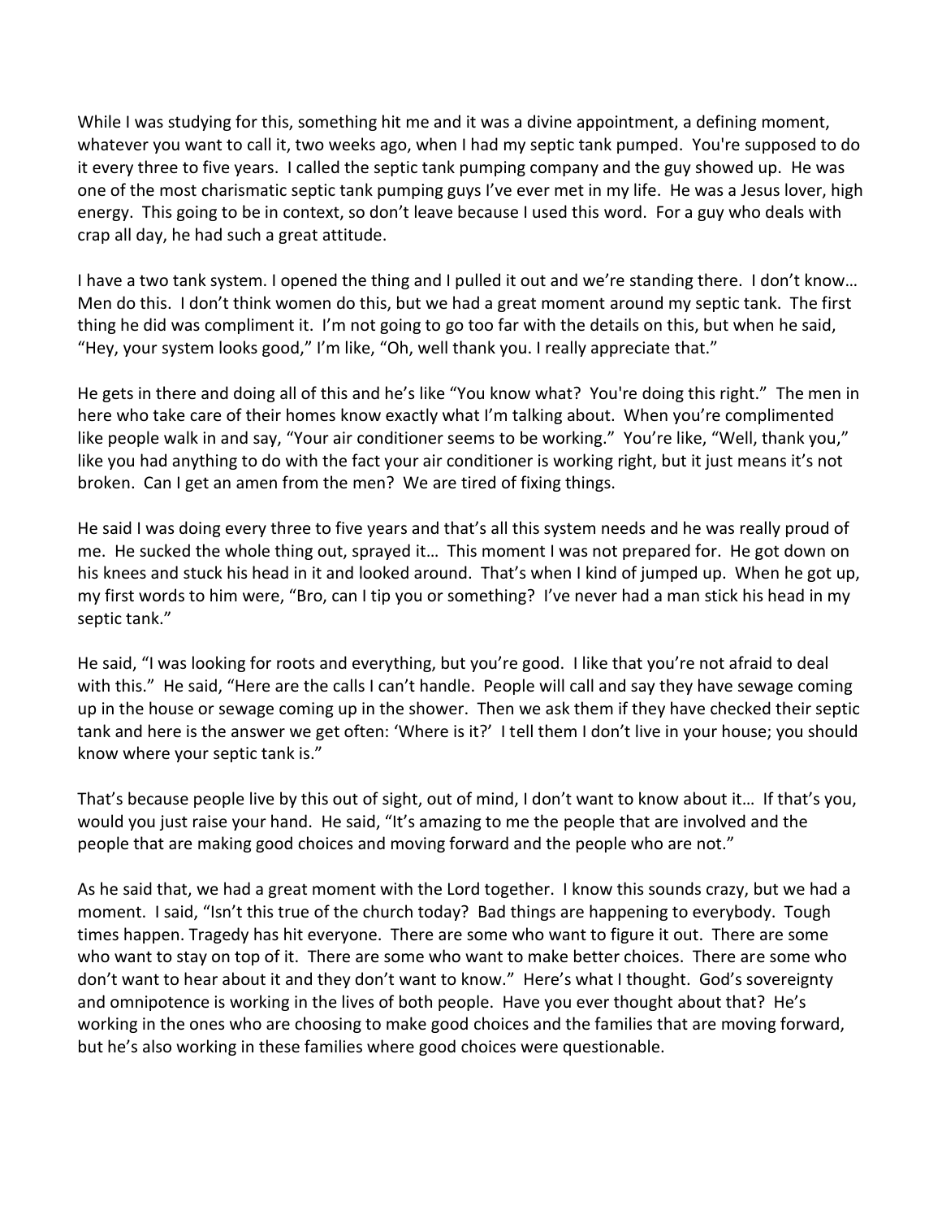While I was studying for this, something hit me and it was a divine appointment, a defining moment, whatever you want to call it, two weeks ago, when I had my septic tank pumped. You're supposed to do it every three to five years. I called the septic tank pumping company and the guy showed up. He was one of the most charismatic septic tank pumping guys I've ever met in my life. He was a Jesus lover, high energy. This going to be in context, so don't leave because I used this word. For a guy who deals with crap all day, he had such a great attitude.

I have a two tank system. I opened the thing and I pulled it out and we're standing there. I don't know… Men do this. I don't think women do this, but we had a great moment around my septic tank. The first thing he did was compliment it. I'm not going to go too far with the details on this, but when he said, "Hey, your system looks good," I'm like, "Oh, well thank you. I really appreciate that."

He gets in there and doing all of this and he's like "You know what? You're doing this right." The men in here who take care of their homes know exactly what I'm talking about. When you're complimented like people walk in and say, "Your air conditioner seems to be working." You're like, "Well, thank you," like you had anything to do with the fact your air conditioner is working right, but it just means it's not broken. Can I get an amen from the men? We are tired of fixing things.

He said I was doing every three to five years and that's all this system needs and he was really proud of me. He sucked the whole thing out, sprayed it… This moment I was not prepared for. He got down on his knees and stuck his head in it and looked around. That's when I kind of jumped up. When he got up, my first words to him were, "Bro, can I tip you or something? I've never had a man stick his head in my septic tank."

He said, "I was looking for roots and everything, but you're good. I like that you're not afraid to deal with this." He said, "Here are the calls I can't handle. People will call and say they have sewage coming up in the house or sewage coming up in the shower. Then we ask them if they have checked their septic tank and here is the answer we get often: 'Where is it?' I tell them I don't live in your house; you should know where your septic tank is."

That's because people live by this out of sight, out of mind, I don't want to know about it… If that's you, would you just raise your hand. He said, "It's amazing to me the people that are involved and the people that are making good choices and moving forward and the people who are not."

As he said that, we had a great moment with the Lord together. I know this sounds crazy, but we had a moment. I said, "Isn't this true of the church today? Bad things are happening to everybody. Tough times happen. Tragedy has hit everyone. There are some who want to figure it out. There are some who want to stay on top of it. There are some who want to make better choices. There are some who don't want to hear about it and they don't want to know." Here's what I thought. God's sovereignty and omnipotence is working in the lives of both people. Have you ever thought about that? He's working in the ones who are choosing to make good choices and the families that are moving forward, but he's also working in these families where good choices were questionable.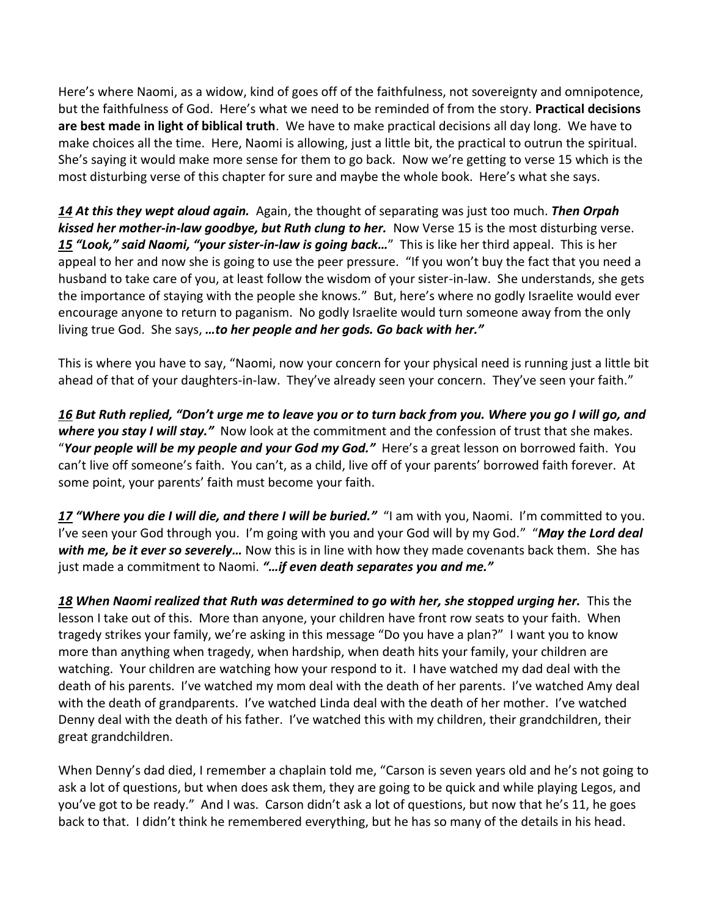Here's where Naomi, as a widow, kind of goes off of the faithfulness, not sovereignty and omnipotence, but the faithfulness of God. Here's what we need to be reminded of from the story. **Practical decisions are best made in light of biblical truth**. We have to make practical decisions all day long. We have to make choices all the time. Here, Naomi is allowing, just a little bit, the practical to outrun the spiritual. She's saying it would make more sense for them to go back. Now we're getting to verse 15 which is the most disturbing verse of this chapter for sure and maybe the whole book. Here's what she says.

***14* At this they wept aloud again.** Again, the thought of separating was just too much. ***Then Orpah kissed her mother-in-law goodbye, but Ruth clung to her.*** Now Verse 15 is the most disturbing verse. ***15* "Look," said Naomi, "your sister-in-law is going back…"** This is like her third appeal. This is her appeal to her and now she is going to use the peer pressure. "If you won't buy the fact that you need a husband to take care of you, at least follow the wisdom of your sister-in-law. She understands, she gets the importance of staying with the people she knows." But, here's where no godly Israelite would ever encourage anyone to return to paganism. No godly Israelite would turn someone away from the only living true God. She says, ***…to her people and her gods. Go back with her."***

This is where you have to say, "Naomi, now your concern for your physical need is running just a little bit ahead of that of your daughters-in-law. They've already seen your concern. They've seen your faith."

***16* But Ruth replied, "Don't urge me to leave you or to turn back from you. Where you go I will go, and where you stay I will stay."** Now look at the commitment and the confession of trust that she makes. "***Your people will be my people and your God my God."*** Here's a great lesson on borrowed faith. You can't live off someone's faith. You can't, as a child, live off of your parents' borrowed faith forever. At some point, your parents' faith must become your faith.

***17* "Where you die I will die, and there I will be buried."** "I am with you, Naomi. I'm committed to you. I've seen your God through you. I'm going with you and your God will by my God." "***May the Lord deal with me, be it ever so severely…*** Now this is in line with how they made covenants back them. She has just made a commitment to Naomi. ***"…if even death separates you and me."***

***18* When Naomi realized that Ruth was determined to go with her, she stopped urging her.** This the lesson I take out of this. More than anyone, your children have front row seats to your faith. When tragedy strikes your family, we're asking in this message "Do you have a plan?" I want you to know more than anything when tragedy, when hardship, when death hits your family, your children are watching. Your children are watching how your respond to it. I have watched my dad deal with the death of his parents. I've watched my mom deal with the death of her parents. I've watched Amy deal with the death of grandparents. I've watched Linda deal with the death of her mother. I've watched Denny deal with the death of his father. I've watched this with my children, their grandchildren, their great grandchildren.

When Denny's dad died, I remember a chaplain told me, "Carson is seven years old and he's not going to ask a lot of questions, but when does ask them, they are going to be quick and while playing Legos, and you've got to be ready." And I was. Carson didn't ask a lot of questions, but now that he's 11, he goes back to that. I didn't think he remembered everything, but he has so many of the details in his head.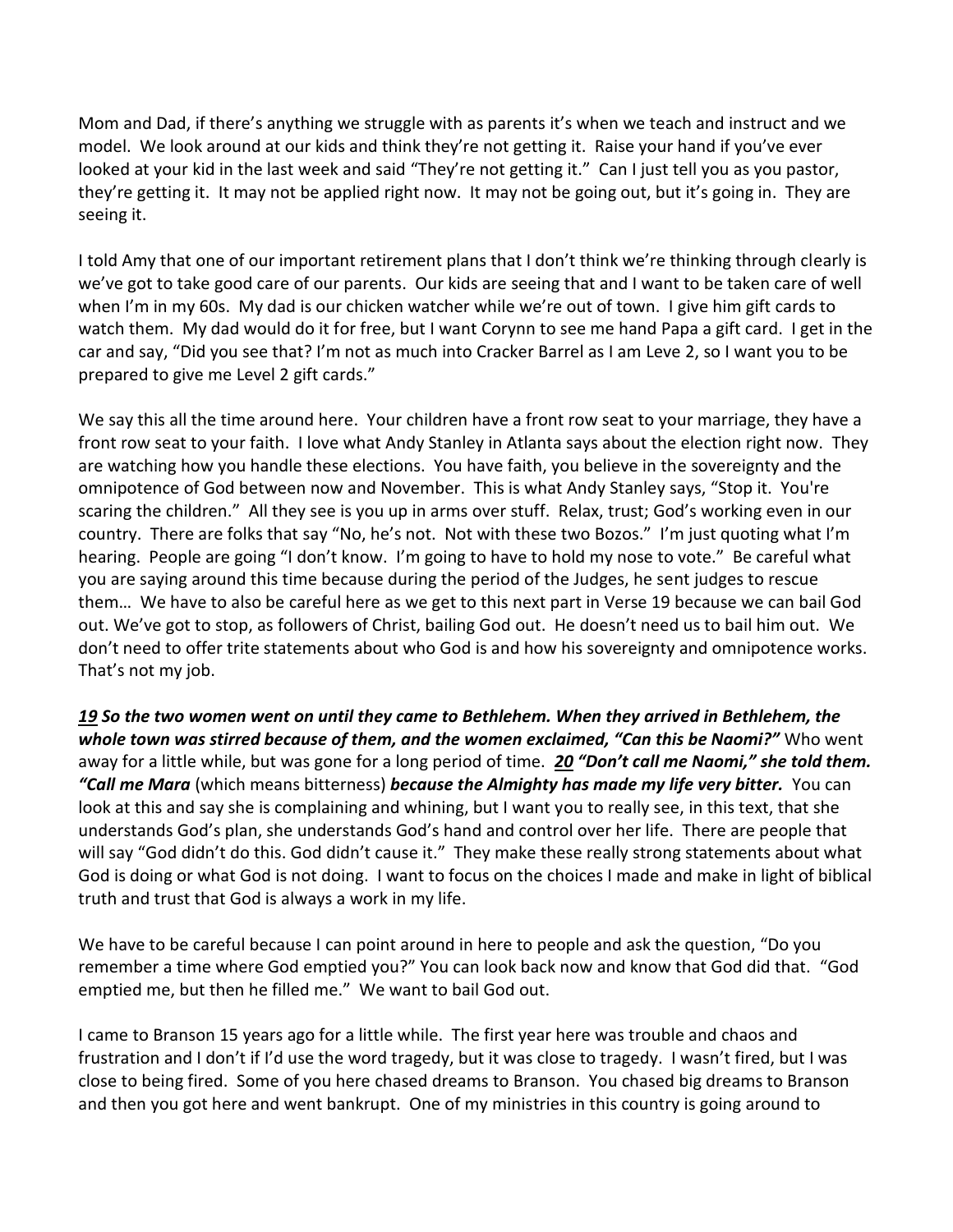Mom and Dad, if there's anything we struggle with as parents it's when we teach and instruct and we model. We look around at our kids and think they're not getting it. Raise your hand if you've ever looked at your kid in the last week and said "They're not getting it." Can I just tell you as you pastor, they're getting it. It may not be applied right now. It may not be going out, but it's going in. They are seeing it.

I told Amy that one of our important retirement plans that I don't think we're thinking through clearly is we've got to take good care of our parents. Our kids are seeing that and I want to be taken care of well when I'm in my 60s. My dad is our chicken watcher while we're out of town. I give him gift cards to watch them. My dad would do it for free, but I want Corynn to see me hand Papa a gift card. I get in the car and say, "Did you see that? I'm not as much into Cracker Barrel as I am Leve 2, so I want you to be prepared to give me Level 2 gift cards."

We say this all the time around here. Your children have a front row seat to your marriage, they have a front row seat to your faith. I love what Andy Stanley in Atlanta says about the election right now. They are watching how you handle these elections. You have faith, you believe in the sovereignty and the omnipotence of God between now and November. This is what Andy Stanley says, "Stop it. You're scaring the children." All they see is you up in arms over stuff. Relax, trust; God's working even in our country. There are folks that say "No, he's not. Not with these two Bozos." I'm just quoting what I'm hearing. People are going "I don't know. I'm going to have to hold my nose to vote." Be careful what you are saying around this time because during the period of the Judges, he sent judges to rescue them… We have to also be careful here as we get to this next part in Verse 19 because we can bail God out. We've got to stop, as followers of Christ, bailing God out. He doesn't need us to bail him out. We don't need to offer trite statements about who God is and how his sovereignty and omnipotence works. That's not my job.

***<u>19</u> So the two women went on until they came to Bethlehem. When they arrived in Bethlehem, the whole town was stirred because of them, and the women exclaimed, "Can this be Naomi?"*** Who went away for a little while, but was gone for a long period of time. ***<u>20</u> "Don't call me Naomi," she told them. "Call me Mara*** (which means bitterness) ***because the Almighty has made my life very bitter.*** You can look at this and say she is complaining and whining, but I want you to really see, in this text, that she understands God's plan, she understands God's hand and control over her life. There are people that will say "God didn't do this. God didn't cause it." They make these really strong statements about what God is doing or what God is not doing. I want to focus on the choices I made and make in light of biblical truth and trust that God is always a work in my life.

We have to be careful because I can point around in here to people and ask the question, "Do you remember a time where God emptied you?" You can look back now and know that God did that. "God emptied me, but then he filled me." We want to bail God out.

I came to Branson 15 years ago for a little while. The first year here was trouble and chaos and frustration and I don't if I'd use the word tragedy, but it was close to tragedy. I wasn't fired, but I was close to being fired. Some of you here chased dreams to Branson. You chased big dreams to Branson and then you got here and went bankrupt. One of my ministries in this country is going around to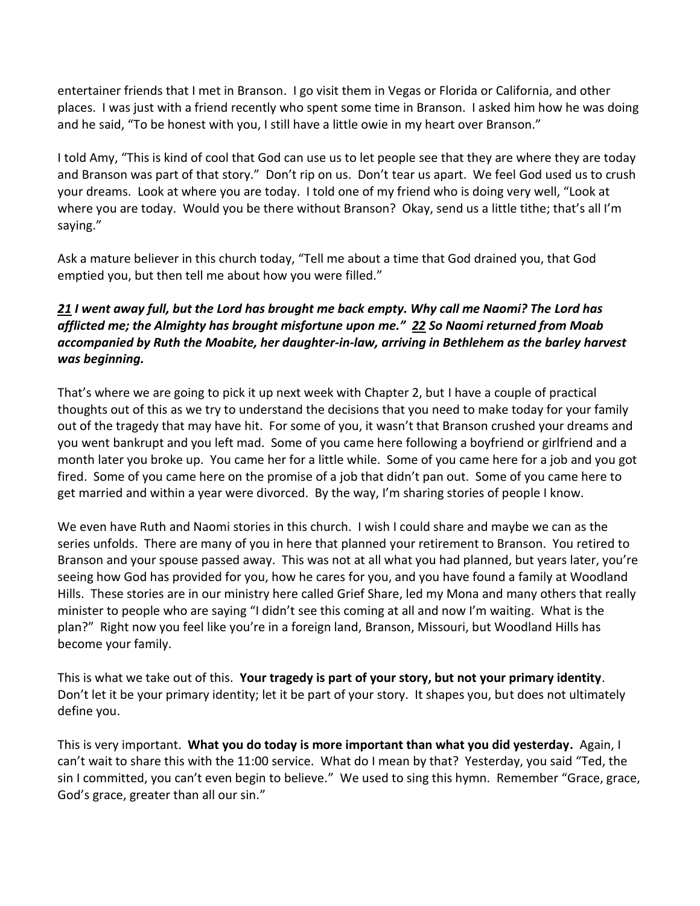entertainer friends that I met in Branson. I go visit them in Vegas or Florida or California, and other places. I was just with a friend recently who spent some time in Branson. I asked him how he was doing and he said, "To be honest with you, I still have a little owie in my heart over Branson."

I told Amy, "This is kind of cool that God can use us to let people see that they are where they are today and Branson was part of that story." Don't rip on us. Don't tear us apart. We feel God used us to crush your dreams. Look at where you are today. I told one of my friend who is doing very well, "Look at where you are today. Would you be there without Branson? Okay, send us a little tithe; that's all I'm saying."

Ask a mature believer in this church today, "Tell me about a time that God drained you, that God emptied you, but then tell me about how you were filled."

***21** I went away full, but the Lord has brought me back empty. Why call me Naomi? The Lord has afflicted me; the Almighty has brought misfortune upon me." **22** So Naomi returned from Moab accompanied by Ruth the Moabite, her daughter-in-law, arriving in Bethlehem as the barley harvest was beginning.*

That's where we are going to pick it up next week with Chapter 2, but I have a couple of practical thoughts out of this as we try to understand the decisions that you need to make today for your family out of the tragedy that may have hit. For some of you, it wasn't that Branson crushed your dreams and you went bankrupt and you left mad. Some of you came here following a boyfriend or girlfriend and a month later you broke up. You came her for a little while. Some of you came here for a job and you got fired. Some of you came here on the promise of a job that didn't pan out. Some of you came here to get married and within a year were divorced. By the way, I'm sharing stories of people I know.

We even have Ruth and Naomi stories in this church. I wish I could share and maybe we can as the series unfolds. There are many of you in here that planned your retirement to Branson. You retired to Branson and your spouse passed away. This was not at all what you had planned, but years later, you're seeing how God has provided for you, how he cares for you, and you have found a family at Woodland Hills. These stories are in our ministry here called Grief Share, led my Mona and many others that really minister to people who are saying "I didn't see this coming at all and now I'm waiting. What is the plan?" Right now you feel like you're in a foreign land, Branson, Missouri, but Woodland Hills has become your family.

This is what we take out of this. **Your tragedy is part of your story, but not your primary identity**. Don't let it be your primary identity; let it be part of your story. It shapes you, but does not ultimately define you.

This is very important. **What you do today is more important than what you did yesterday.** Again, I can't wait to share this with the 11:00 service. What do I mean by that? Yesterday, you said "Ted, the sin I committed, you can't even begin to believe." We used to sing this hymn. Remember "Grace, grace, God's grace, greater than all our sin."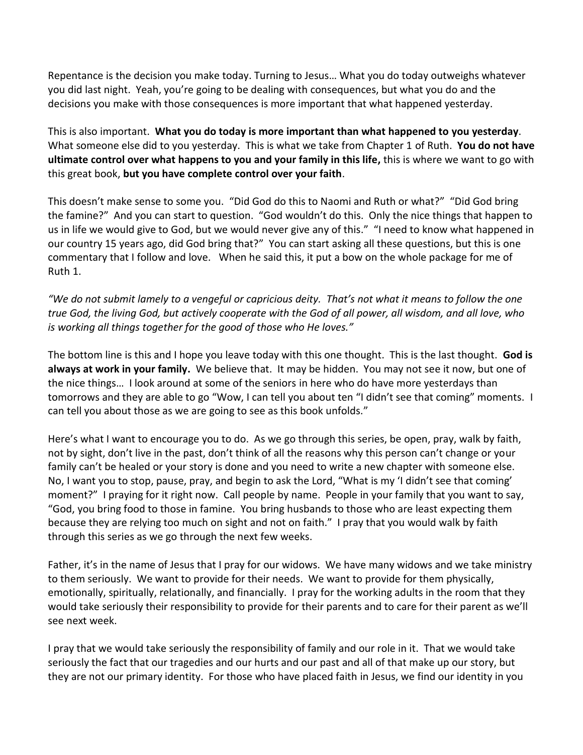Repentance is the decision you make today. Turning to Jesus… What you do today outweighs whatever you did last night. Yeah, you're going to be dealing with consequences, but what you do and the decisions you make with those consequences is more important that what happened yesterday.

This is also important. **What you do today is more important than what happened to you yesterday**. What someone else did to you yesterday. This is what we take from Chapter 1 of Ruth. **You do not have ultimate control over what happens to you and your family in this life,** this is where we want to go with this great book, **but you have complete control over your faith**.

This doesn't make sense to some you. "Did God do this to Naomi and Ruth or what?" "Did God bring the famine?" And you can start to question. "God wouldn't do this. Only the nice things that happen to us in life we would give to God, but we would never give any of this." "I need to know what happened in our country 15 years ago, did God bring that?" You can start asking all these questions, but this is one commentary that I follow and love. When he said this, it put a bow on the whole package for me of Ruth 1.

*"We do not submit lamely to a vengeful or capricious deity. That's not what it means to follow the one true God, the living God, but actively cooperate with the God of all power, all wisdom, and all love, who is working all things together for the good of those who He loves."*

The bottom line is this and I hope you leave today with this one thought. This is the last thought. **God is always at work in your family.** We believe that. It may be hidden. You may not see it now, but one of the nice things… I look around at some of the seniors in here who do have more yesterdays than tomorrows and they are able to go "Wow, I can tell you about ten "I didn't see that coming" moments. I can tell you about those as we are going to see as this book unfolds."

Here's what I want to encourage you to do. As we go through this series, be open, pray, walk by faith, not by sight, don't live in the past, don't think of all the reasons why this person can't change or your family can't be healed or your story is done and you need to write a new chapter with someone else. No, I want you to stop, pause, pray, and begin to ask the Lord, "What is my 'I didn't see that coming' moment?" I praying for it right now. Call people by name. People in your family that you want to say, "God, you bring food to those in famine. You bring husbands to those who are least expecting them because they are relying too much on sight and not on faith." I pray that you would walk by faith through this series as we go through the next few weeks.

Father, it's in the name of Jesus that I pray for our widows. We have many widows and we take ministry to them seriously. We want to provide for their needs. We want to provide for them physically, emotionally, spiritually, relationally, and financially. I pray for the working adults in the room that they would take seriously their responsibility to provide for their parents and to care for their parent as we'll see next week.

I pray that we would take seriously the responsibility of family and our role in it. That we would take seriously the fact that our tragedies and our hurts and our past and all of that make up our story, but they are not our primary identity. For those who have placed faith in Jesus, we find our identity in you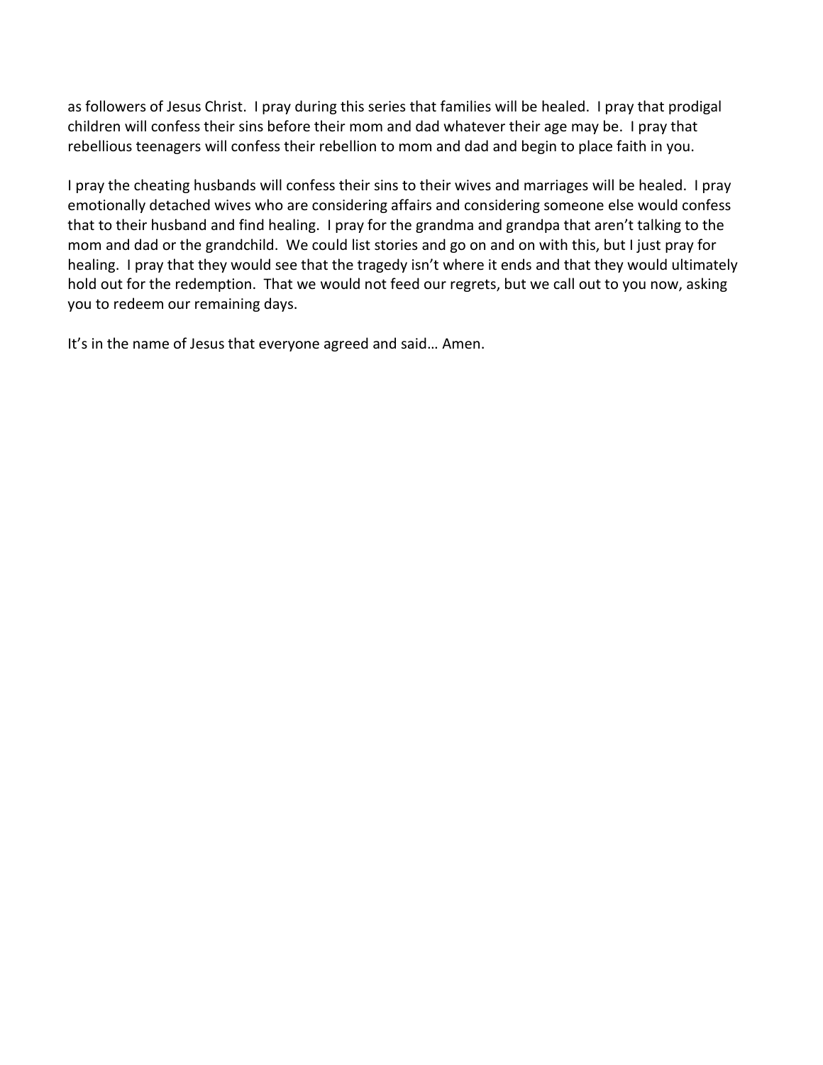as followers of Jesus Christ. I pray during this series that families will be healed. I pray that prodigal children will confess their sins before their mom and dad whatever their age may be. I pray that rebellious teenagers will confess their rebellion to mom and dad and begin to place faith in you.

I pray the cheating husbands will confess their sins to their wives and marriages will be healed. I pray emotionally detached wives who are considering affairs and considering someone else would confess that to their husband and find healing. I pray for the grandma and grandpa that aren't talking to the mom and dad or the grandchild. We could list stories and go on and on with this, but I just pray for healing. I pray that they would see that the tragedy isn't where it ends and that they would ultimately hold out for the redemption. That we would not feed our regrets, but we call out to you now, asking you to redeem our remaining days.

It's in the name of Jesus that everyone agreed and said… Amen.